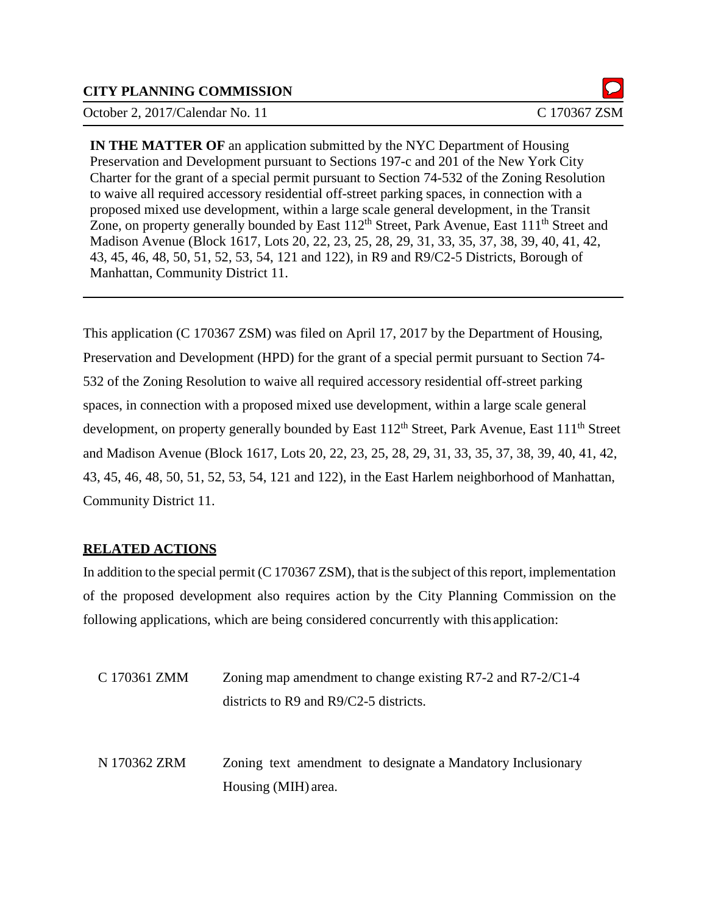**CITY PLANNING COMMISSION**

October 2, 2017/Calendar No. 11 C 170367 ZSM

**IN THE MATTER OF** an application submitted by the NYC Department of Housing Preservation and Development pursuant to Sections 197-c and 201 of the New York City Charter for the grant of a special permit pursuant to Section 74-532 of the Zoning Resolution to waive all required accessory residential off-street parking spaces, in connection with a proposed mixed use development, within a large scale general development, in the Transit Zone, on property generally bounded by East 112th Street, Park Avenue, East 111th Street and Madison Avenue (Block 1617, Lots 20, 22, 23, 25, 28, 29, 31, 33, 35, 37, 38, 39, 40, 41, 42, 43, 45, 46, 48, 50, 51, 52, 53, 54, 121 and 122), in R9 and R9/C2-5 Districts, Borough of Manhattan, Community District 11.

---

This application (C 170367 ZSM) was filed on April 17, 2017 by the Department of Housing, Preservation and Development (HPD) for the grant of a special permit pursuant to Section 74-532 of the Zoning Resolution to waive all required accessory residential off-street parking spaces, in connection with a proposed mixed use development, within a large scale general development, on property generally bounded by East 112th Street, Park Avenue, East 111th Street and Madison Avenue (Block 1617, Lots 20, 22, 23, 25, 28, 29, 31, 33, 35, 37, 38, 39, 40, 41, 42, 43, 45, 46, 48, 50, 51, 52, 53, 54, 121 and 122), in the East Harlem neighborhood of Manhattan, Community District 11.

## RELATED ACTIONS

In addition to the special permit (C 170367 ZSM), that is the subject of this report, implementation of the proposed development also requires action by the City Planning Commission on the following applications, which are being considered concurrently with this application:

C 170361 ZMM Zoning map amendment to change existing R7-2 and R7-2/C1-4 districts to R9 and R9/C2-5 districts.

N 170362 ZRM Zoning text amendment to designate a Mandatory Inclusionary Housing (MIH) area.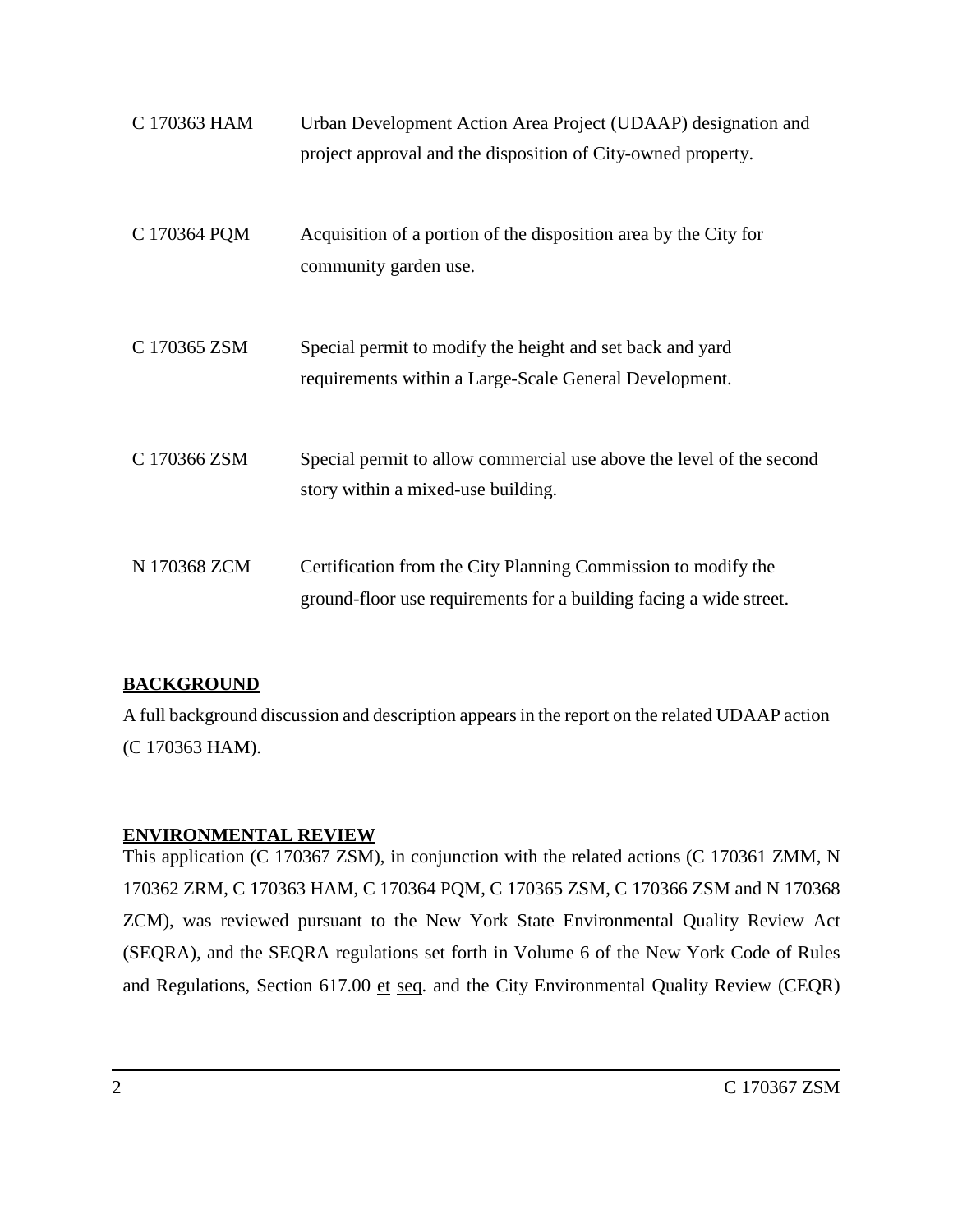| | |
|---|---|
| C 170363 HAM | Urban Development Action Area Project (UDAAP) designation and project approval and the disposition of City-owned property. |
| C 170364 PQM | Acquisition of a portion of the disposition area by the City for community garden use. |
| C 170365 ZSM | Special permit to modify the height and set back and yard requirements within a Large-Scale General Development. |
| C 170366 ZSM | Special permit to allow commercial use above the level of the second story within a mixed-use building. |
| N 170368 ZCM | Certification from the City Planning Commission to modify the ground-floor use requirements for a building facing a wide street. |

## BACKGROUND

A full background discussion and description appears in the report on the related UDAAP action (C 170363 HAM).

## ENVIRONMENTAL REVIEW

This application (C 170367 ZSM), in conjunction with the related actions (C 170361 ZMM, N 170362 ZRM, C 170363 HAM, C 170364 PQM, C 170365 ZSM, C 170366 ZSM and N 170368 ZCM), was reviewed pursuant to the New York State Environmental Quality Review Act (SEQRA), and the SEQRA regulations set forth in Volume 6 of the New York Code of Rules and Regulations, Section 617.00 et seq. and the City Environmental Quality Review (CEQR)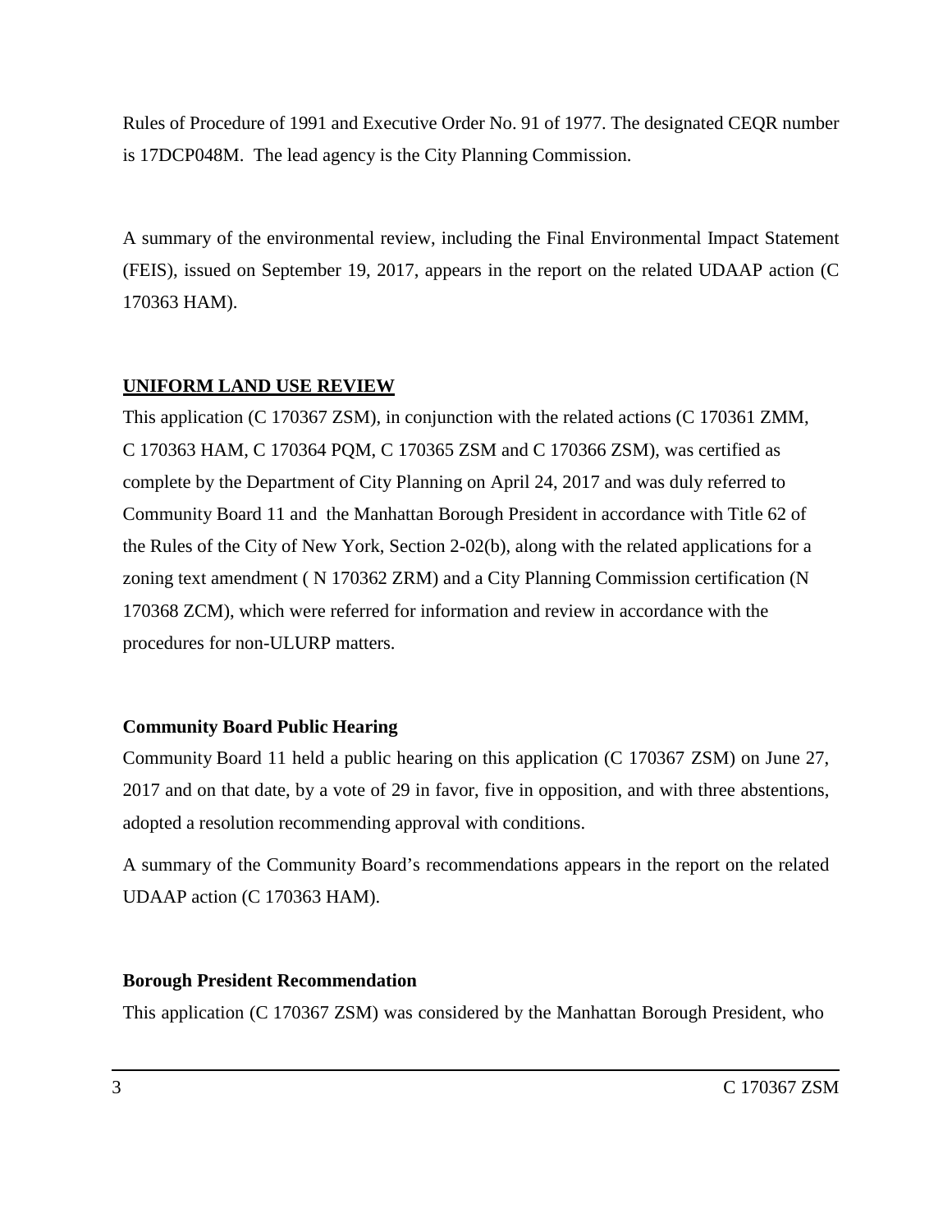Rules of Procedure of 1991 and Executive Order No. 91 of 1977. The designated CEQR number is 17DCP048M. The lead agency is the City Planning Commission.

A summary of the environmental review, including the Final Environmental Impact Statement (FEIS), issued on September 19, 2017, appears in the report on the related UDAAP action (C 170363 HAM).

## UNIFORM LAND USE REVIEW

This application (C 170367 ZSM), in conjunction with the related actions (C 170361 ZMM, C 170363 HAM, C 170364 PQM, C 170365 ZSM and C 170366 ZSM), was certified as complete by the Department of City Planning on April 24, 2017 and was duly referred to Community Board 11 and the Manhattan Borough President in accordance with Title 62 of the Rules of the City of New York, Section 2-02(b), along with the related applications for a zoning text amendment ( N 170362 ZRM) and a City Planning Commission certification (N 170368 ZCM), which were referred for information and review in accordance with the procedures for non-ULURP matters.

### Community Board Public Hearing

Community Board 11 held a public hearing on this application (C 170367 ZSM) on June 27, 2017 and on that date, by a vote of 29 in favor, five in opposition, and with three abstentions, adopted a resolution recommending approval with conditions.

A summary of the Community Board's recommendations appears in the report on the related UDAAP action (C 170363 HAM).

### Borough President Recommendation

This application (C 170367 ZSM) was considered by the Manhattan Borough President, who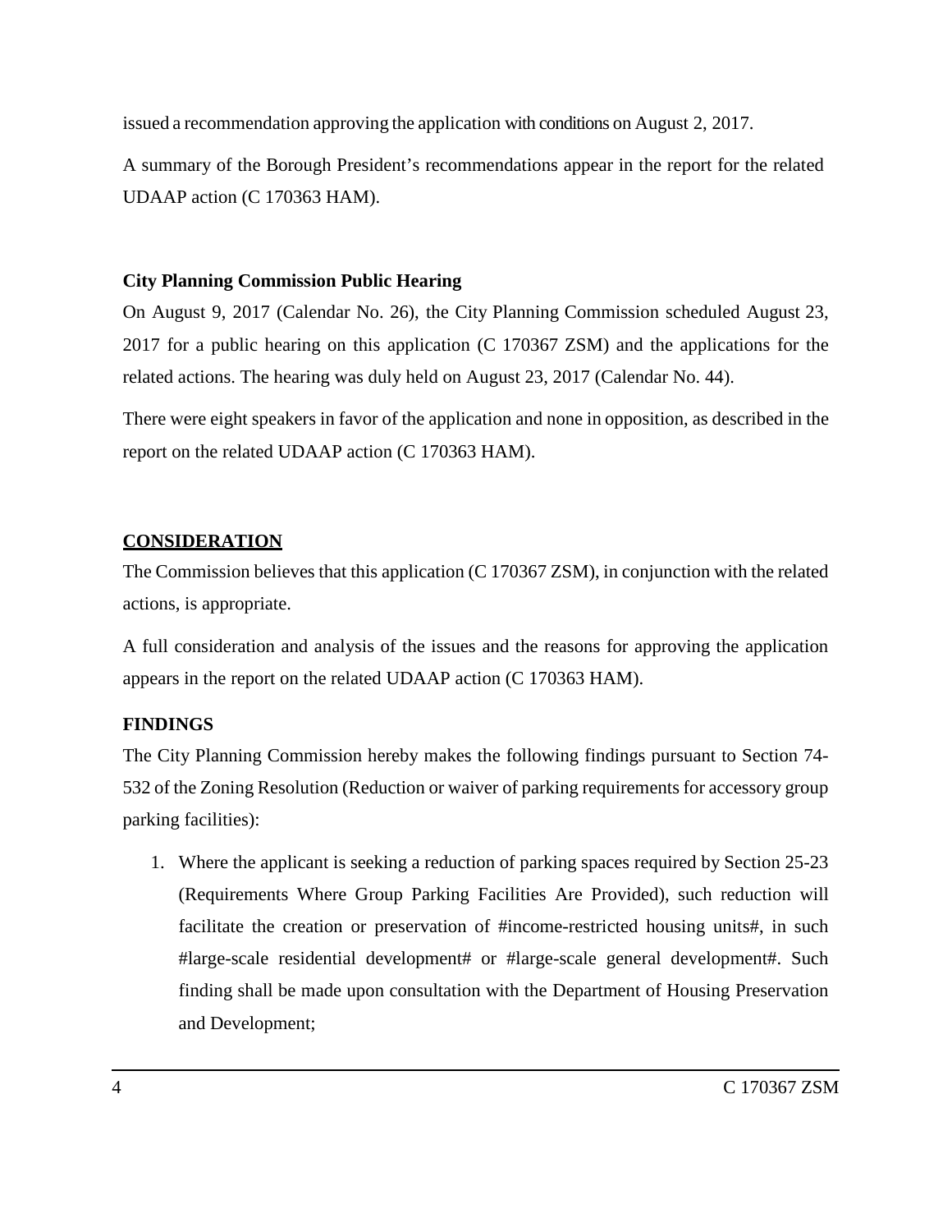issued a recommendation approving the application with conditions on August 2, 2017.

A summary of the Borough President's recommendations appear in the report for the related UDAAP action (C 170363 HAM).

**City Planning Commission Public Hearing**

On August 9, 2017 (Calendar No. 26), the City Planning Commission scheduled August 23, 2017 for a public hearing on this application (C 170367 ZSM) and the applications for the related actions. The hearing was duly held on August 23, 2017 (Calendar No. 44).

There were eight speakers in favor of the application and none in opposition, as described in the report on the related UDAAP action (C 170363 HAM).

## CONSIDERATION

The Commission believes that this application (C 170367 ZSM), in conjunction with the related actions, is appropriate.

A full consideration and analysis of the issues and the reasons for approving the application appears in the report on the related UDAAP action (C 170363 HAM).

**FINDINGS**

The City Planning Commission hereby makes the following findings pursuant to Section 74-532 of the Zoning Resolution (Reduction or waiver of parking requirements for accessory group parking facilities):

1. Where the applicant is seeking a reduction of parking spaces required by Section 25-23 (Requirements Where Group Parking Facilities Are Provided), such reduction will facilitate the creation or preservation of #income-restricted housing units#, in such #large-scale residential development# or #large-scale general development#. Such finding shall be made upon consultation with the Department of Housing Preservation and Development;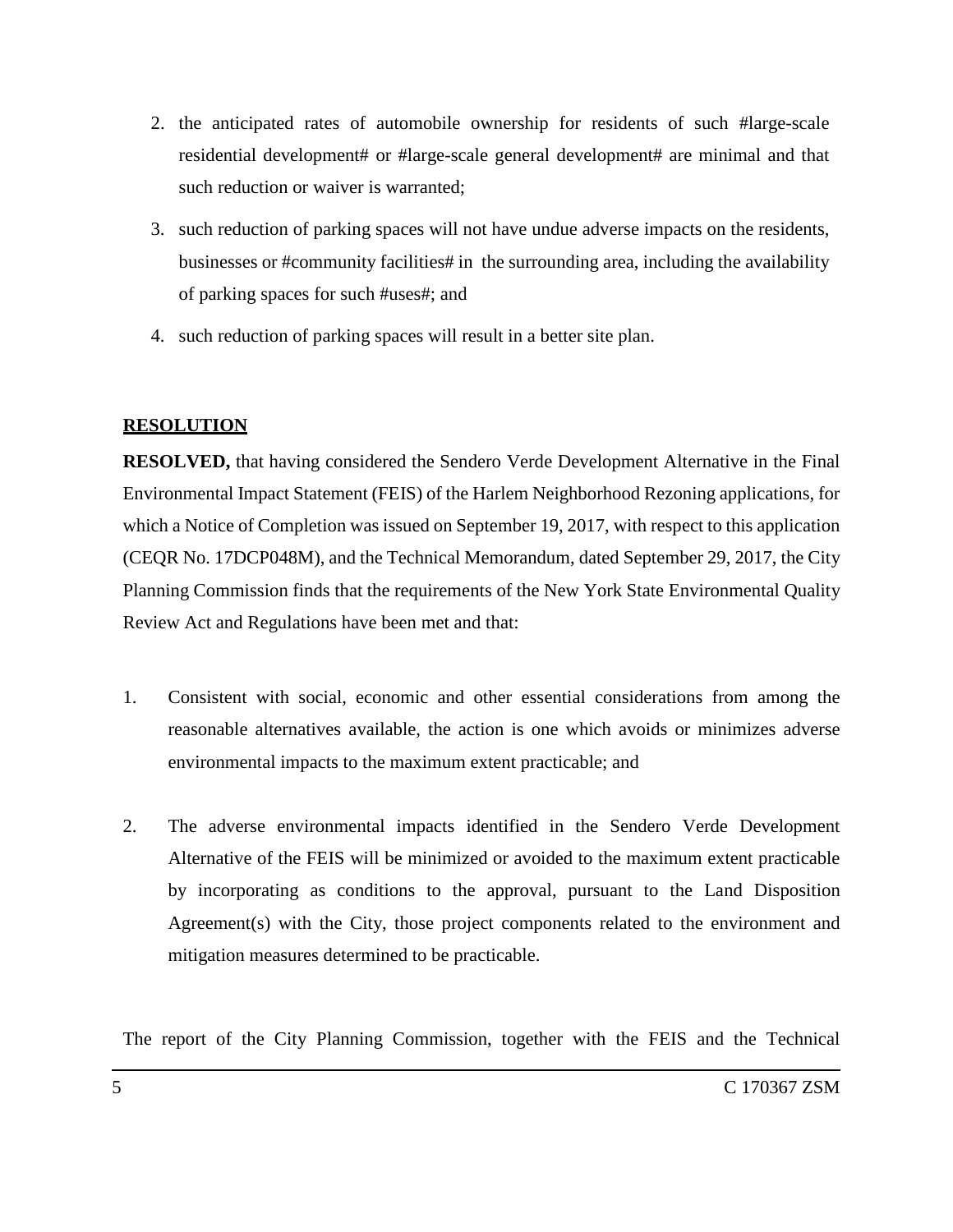2. the anticipated rates of automobile ownership for residents of such #large-scale residential development# or #large-scale general development# are minimal and that such reduction or waiver is warranted;
3. such reduction of parking spaces will not have undue adverse impacts on the residents, businesses or #community facilities# in the surrounding area, including the availability of parking spaces for such #uses#; and
4. such reduction of parking spaces will result in a better site plan.

**RESOLUTION**

**RESOLVED,** that having considered the Sendero Verde Development Alternative in the Final Environmental Impact Statement (FEIS) of the Harlem Neighborhood Rezoning applications, for which a Notice of Completion was issued on September 19, 2017, with respect to this application (CEQR No. 17DCP048M), and the Technical Memorandum, dated September 29, 2017, the City Planning Commission finds that the requirements of the New York State Environmental Quality Review Act and Regulations have been met and that:

1. Consistent with social, economic and other essential considerations from among the reasonable alternatives available, the action is one which avoids or minimizes adverse environmental impacts to the maximum extent practicable; and

2. The adverse environmental impacts identified in the Sendero Verde Development Alternative of the FEIS will be minimized or avoided to the maximum extent practicable by incorporating as conditions to the approval, pursuant to the Land Disposition Agreement(s) with the City, those project components related to the environment and mitigation measures determined to be practicable.

The report of the City Planning Commission, together with the FEIS and the Technical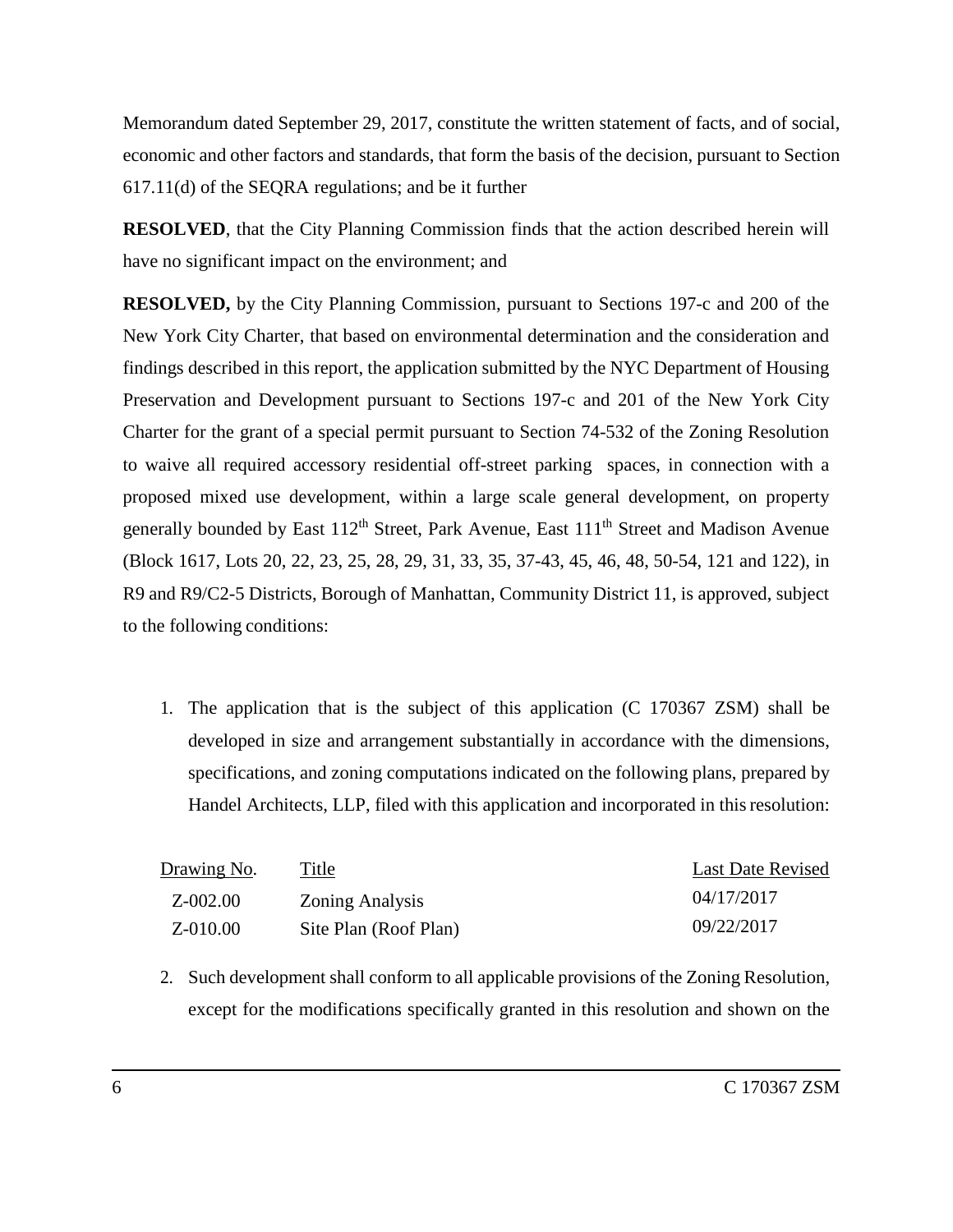Memorandum dated September 29, 2017, constitute the written statement of facts, and of social, economic and other factors and standards, that form the basis of the decision, pursuant to Section 617.11(d) of the SEQRA regulations; and be it further

**RESOLVED**, that the City Planning Commission finds that the action described herein will have no significant impact on the environment; and

**RESOLVED,** by the City Planning Commission, pursuant to Sections 197-c and 200 of the New York City Charter, that based on environmental determination and the consideration and findings described in this report, the application submitted by the NYC Department of Housing Preservation and Development pursuant to Sections 197-c and 201 of the New York City Charter for the grant of a special permit pursuant to Section 74-532 of the Zoning Resolution to waive all required accessory residential off-street parking spaces, in connection with a proposed mixed use development, within a large scale general development, on property generally bounded by East 112th Street, Park Avenue, East 111th Street and Madison Avenue (Block 1617, Lots 20, 22, 23, 25, 28, 29, 31, 33, 35, 37-43, 45, 46, 48, 50-54, 121 and 122), in R9 and R9/C2-5 Districts, Borough of Manhattan, Community District 11, is approved, subject to the following conditions:

1. The application that is the subject of this application (C 170367 ZSM) shall be developed in size and arrangement substantially in accordance with the dimensions, specifications, and zoning computations indicated on the following plans, prepared by Handel Architects, LLP, filed with this application and incorporated in this resolution:

| Drawing No. | Title | Last Date Revised |
|---|---|---|
| Z-002.00 | Zoning Analysis | 04/17/2017 |
| Z-010.00 | Site Plan (Roof Plan) | 09/22/2017 |

2. Such development shall conform to all applicable provisions of the Zoning Resolution, except for the modifications specifically granted in this resolution and shown on the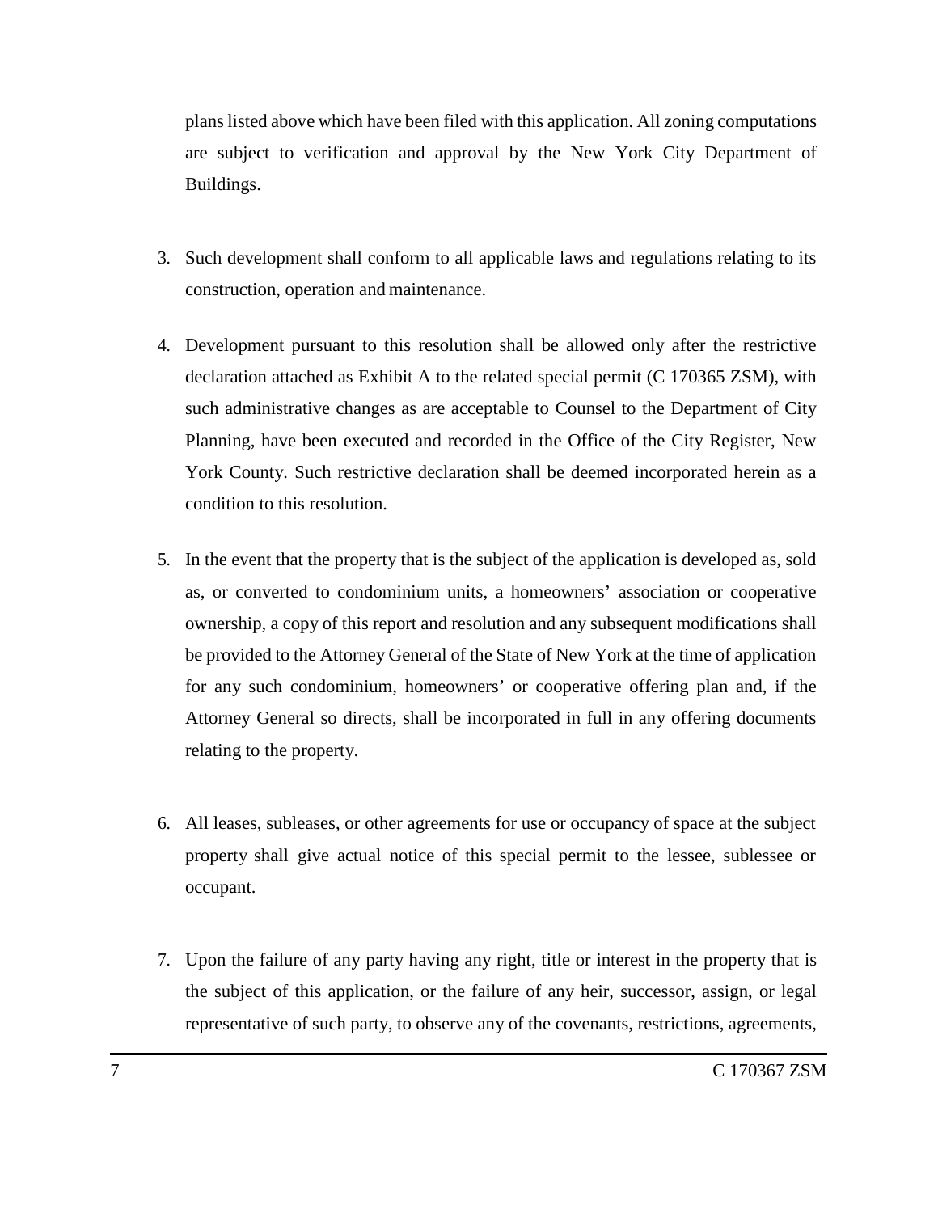plans listed above which have been filed with this application. All zoning computations are subject to verification and approval by the New York City Department of Buildings.

3. Such development shall conform to all applicable laws and regulations relating to its construction, operation and maintenance.

4. Development pursuant to this resolution shall be allowed only after the restrictive declaration attached as Exhibit A to the related special permit (C 170365 ZSM), with such administrative changes as are acceptable to Counsel to the Department of City Planning, have been executed and recorded in the Office of the City Register, New York County. Such restrictive declaration shall be deemed incorporated herein as a condition to this resolution.

5. In the event that the property that is the subject of the application is developed as, sold as, or converted to condominium units, a homeowners' association or cooperative ownership, a copy of this report and resolution and any subsequent modifications shall be provided to the Attorney General of the State of New York at the time of application for any such condominium, homeowners' or cooperative offering plan and, if the Attorney General so directs, shall be incorporated in full in any offering documents relating to the property.

6. All leases, subleases, or other agreements for use or occupancy of space at the subject property shall give actual notice of this special permit to the lessee, sublessee or occupant.

7. Upon the failure of any party having any right, title or interest in the property that is the subject of this application, or the failure of any heir, successor, assign, or legal representative of such party, to observe any of the covenants, restrictions, agreements,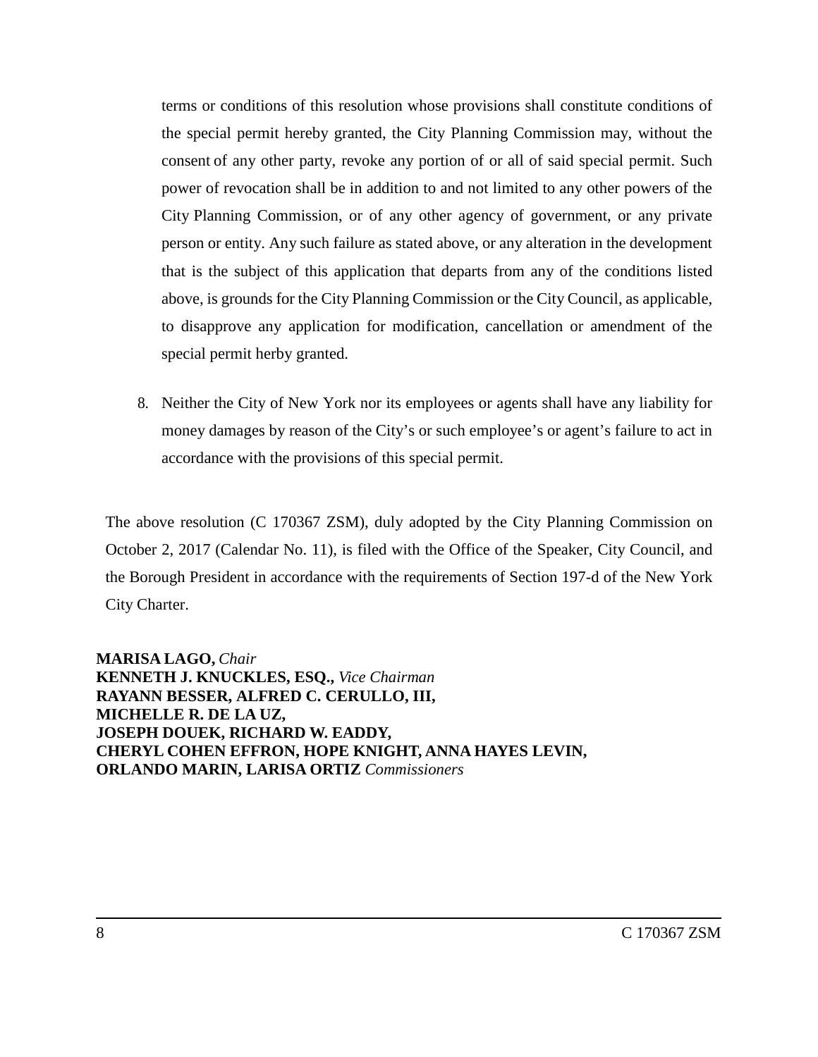terms or conditions of this resolution whose provisions shall constitute conditions of the special permit hereby granted, the City Planning Commission may, without the consent of any other party, revoke any portion of or all of said special permit. Such power of revocation shall be in addition to and not limited to any other powers of the City Planning Commission, or of any other agency of government, or any private person or entity. Any such failure as stated above, or any alteration in the development that is the subject of this application that departs from any of the conditions listed above, is grounds for the City Planning Commission or the City Council, as applicable, to disapprove any application for modification, cancellation or amendment of the special permit herby granted.

8. Neither the City of New York nor its employees or agents shall have any liability for money damages by reason of the City's or such employee's or agent's failure to act in accordance with the provisions of this special permit.

The above resolution (C 170367 ZSM), duly adopted by the City Planning Commission on October 2, 2017 (Calendar No. 11), is filed with the Office of the Speaker, City Council, and the Borough President in accordance with the requirements of Section 197-d of the New York City Charter.

**MARISA LAGO,** *Chair*
**KENNETH J. KNUCKLES, ESQ.,** *Vice Chairman*
**RAYANN BESSER, ALFRED C. CERULLO, III,**
**MICHELLE R. DE LA UZ,**
**JOSEPH DOUEK, RICHARD W. EADDY,**
**CHERYL COHEN EFFRON, HOPE KNIGHT, ANNA HAYES LEVIN,**
**ORLANDO MARIN, LARISA ORTIZ** *Commissioners*